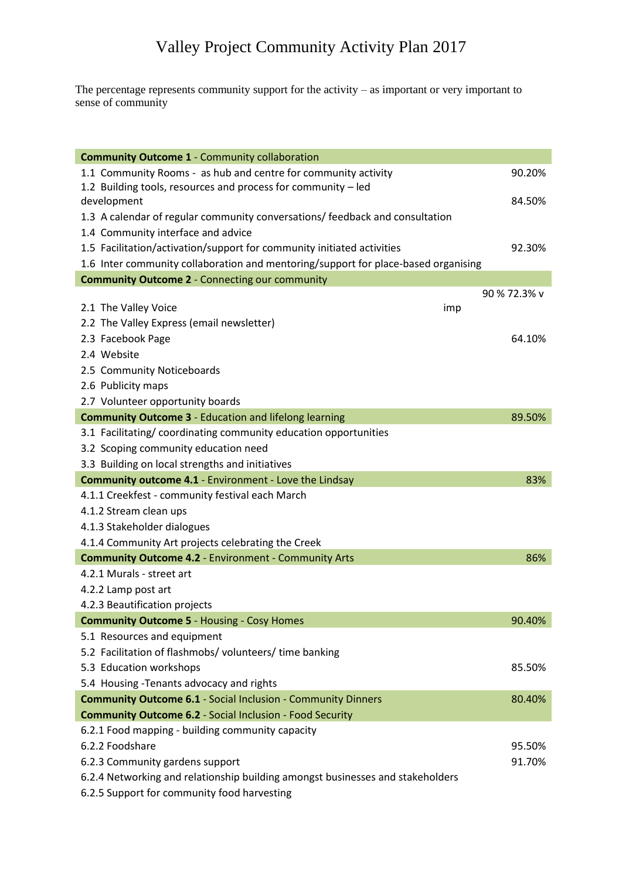# Valley Project Community Activity Plan 2017

The percentage represents community support for the activity – as important or very important to sense of community

| Activity | Support |
|---|---|
| **Community Outcome 1** - Community collaboration | |
| 1.1 Community Rooms - as hub and centre for community activity | 90.20% |
| 1.2 Building tools, resources and process for community – led development | 84.50% |
| 1.3 A calendar of regular community conversations/ feedback and consultation | |
| 1.4 Community interface and advice | |
| 1.5 Facilitation/activation/support for community initiated activities | 92.30% |
| 1.6 Inter community collaboration and mentoring/support for place-based organising | |
| **Community Outcome 2** - Connecting our community | |
| 2.1 The Valley Voice | 90 % 72.3% v imp |
| 2.2 The Valley Express (email newsletter) | |
| 2.3 Facebook Page | 64.10% |
| 2.4 Website | |
| 2.5 Community Noticeboards | |
| 2.6 Publicity maps | |
| 2.7 Volunteer opportunity boards | |
| **Community Outcome 3** - Education and lifelong learning | 89.50% |
| 3.1 Facilitating/ coordinating community education opportunities | |
| 3.2 Scoping community education need | |
| 3.3 Building on local strengths and initiatives | |
| **Community outcome 4.1** - Environment - Love the Lindsay | 83% |
| 4.1.1 Creekfest - community festival each March | |
| 4.1.2 Stream clean ups | |
| 4.1.3 Stakeholder dialogues | |
| 4.1.4 Community Art projects celebrating the Creek | |
| **Community Outcome 4.2** - Environment - Community Arts | 86% |
| 4.2.1 Murals - street art | |
| 4.2.2 Lamp post art | |
| 4.2.3 Beautification projects | |
| **Community Outcome 5** - Housing - Cosy Homes | 90.40% |
| 5.1 Resources and equipment | |
| 5.2 Facilitation of flashmobs/ volunteers/ time banking | |
| 5.3 Education workshops | 85.50% |
| 5.4 Housing -Tenants advocacy and rights | |
| **Community Outcome 6.1** - Social Inclusion - Community Dinners | 80.40% |
| **Community Outcome 6.2** - Social Inclusion - Food Security | |
| 6.2.1 Food mapping - building community capacity | |
| 6.2.2 Foodshare | 95.50% |
| 6.2.3 Community gardens support | 91.70% |
| 6.2.4 Networking and relationship building amongst businesses and stakeholders | |
| 6.2.5 Support for community food harvesting | |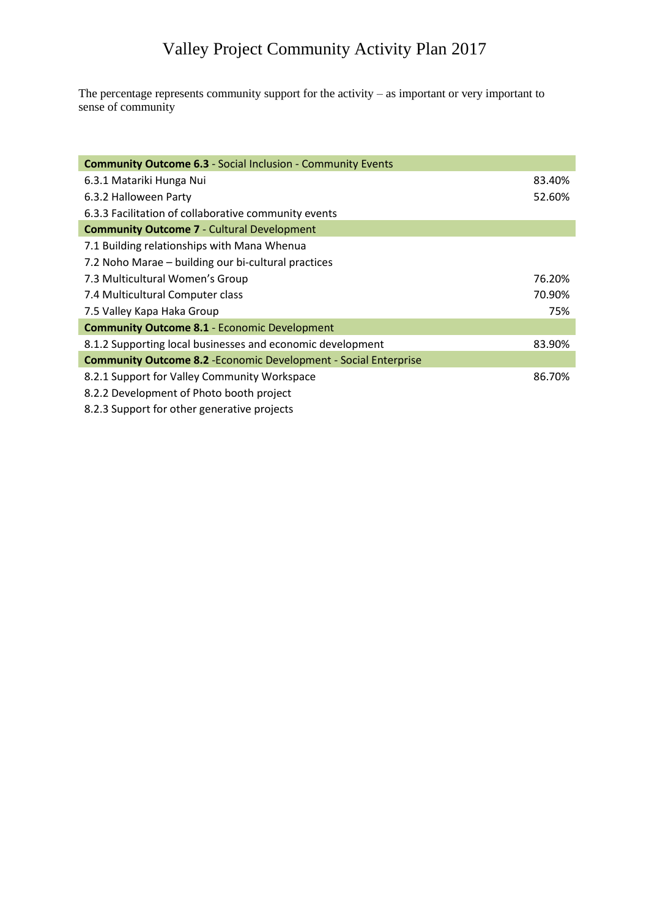# Valley Project Community Activity Plan 2017

The percentage represents community support for the activity – as important or very important to sense of community

| | |
|---|---|
| **Community Outcome 6.3** - Social Inclusion - Community Events | |
| 6.3.1 Matariki Hunga Nui | 83.40% |
| 6.3.2 Halloween Party | 52.60% |
| 6.3.3 Facilitation of collaborative community events | |
| **Community Outcome 7** - Cultural Development | |
| 7.1 Building relationships with Mana Whenua | |
| 7.2 Noho Marae – building our bi-cultural practices | |
| 7.3 Multicultural Women's Group | 76.20% |
| 7.4 Multicultural Computer class | 70.90% |
| 7.5 Valley Kapa Haka Group | 75% |
| **Community Outcome 8.1** - Economic Development | |
| 8.1.2 Supporting local businesses and economic development | 83.90% |
| **Community Outcome 8.2** -Economic Development - Social Enterprise | |
| 8.2.1 Support for Valley Community Workspace | 86.70% |
| 8.2.2 Development of Photo booth project | |
| 8.2.3 Support for other generative projects | |